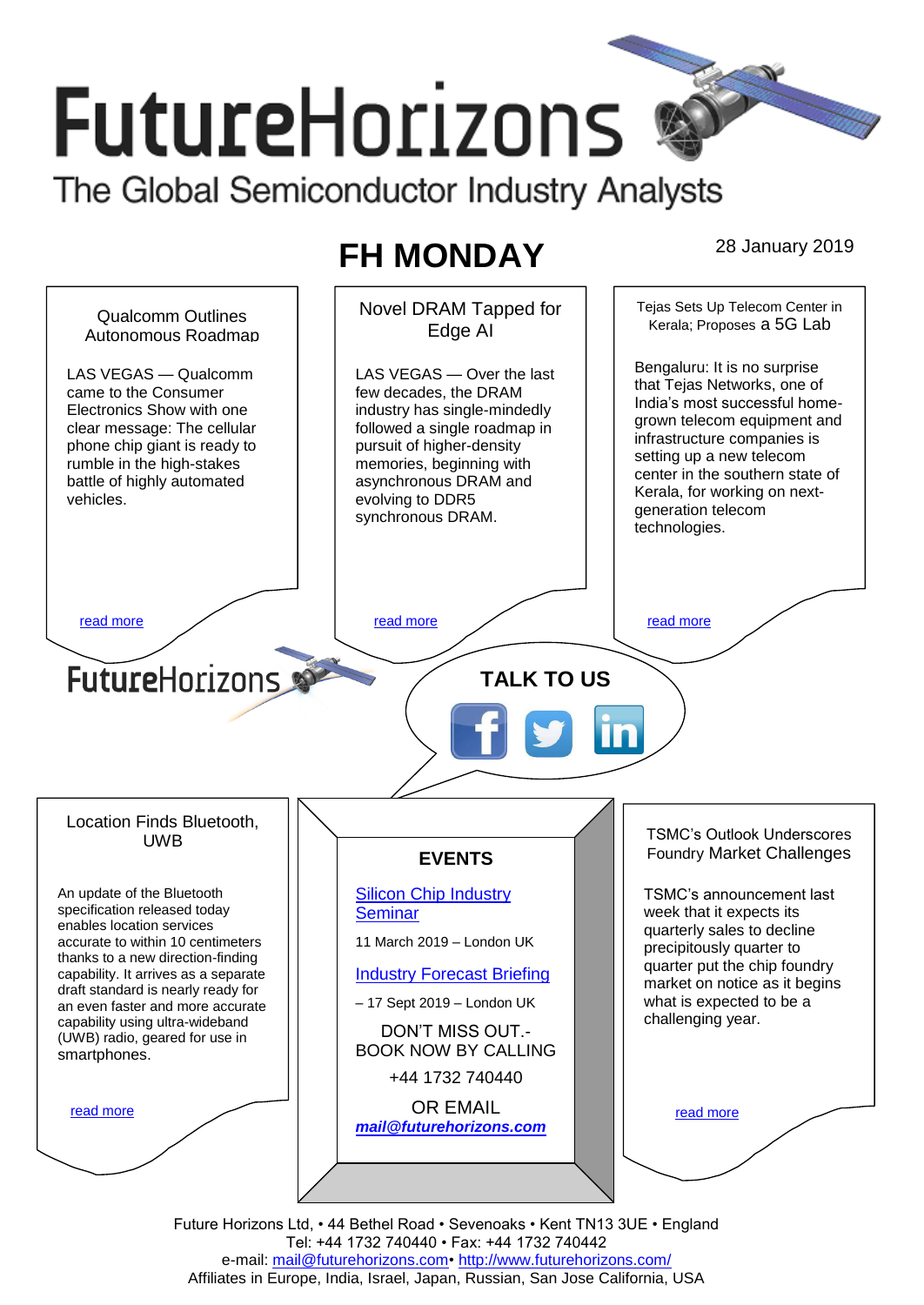# FutureHorizons

The Global Semiconductor Industry Analysts

## FH MONDAY

28 January 2019

### Qualcomm Outlines Autonomous Roadmap

LAS VEGAS — Qualcomm came to the Consumer Electronics Show with one clear message: The cellular phone chip giant is ready to rumble in the high-stakes battle of highly automated vehicles.

read more

### Novel DRAM Tapped for Edge AI

LAS VEGAS — Over the last few decades, the DRAM industry has single-mindedly followed a single roadmap in pursuit of higher-density memories, beginning with asynchronous DRAM and evolving to DDR5 synchronous DRAM.

read more

### Tejas Sets Up Telecom Center in Kerala; Proposes a 5G Lab

Bengaluru: It is no surprise that Tejas Networks, one of India's most successful home-grown telecom equipment and infrastructure companies is setting up a new telecom center in the southern state of Kerala, for working on next-generation telecom technologies.

read more

FutureHorizons

**TALK TO US**

### Location Finds Bluetooth, UWB

An update of the Bluetooth specification released today enables location services accurate to within 10 centimeters thanks to a new direction-finding capability. It arrives as a separate draft standard is nearly ready for an even faster and more accurate capability using ultra-wideband (UWB) radio, geared for use in smartphones.

read more

### EVENTS

[Silicon Chip Industry Seminar](#)

11 March 2019 – London UK

[Industry Forecast Briefing](#)

– 17 Sept 2019 – London UK

DON'T MISS OUT.- BOOK NOW BY CALLING

+44 1732 740440

OR EMAIL

***mail@futurehorizons.com***

### TSMC's Outlook Underscores Foundry Market Challenges

TSMC's announcement last week that it expects its quarterly sales to decline precipitously quarter to quarter put the chip foundry market on notice as it begins what is expected to be a challenging year.

read more

Future Horizons Ltd, • 44 Bethel Road • Sevenoaks • Kent TN13 3UE • England
Tel: +44 1732 740440 • Fax: +44 1732 740442
e-mail: mail@futurehorizons.com• http://www.futurehorizons.com/
Affiliates in Europe, India, Israel, Japan, Russian, San Jose California, USA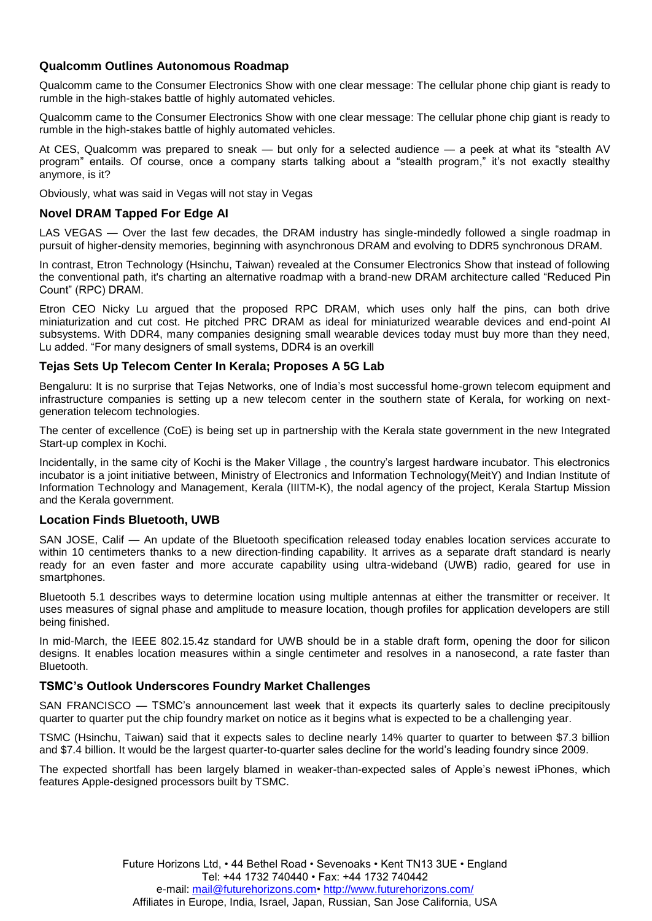### Qualcomm Outlines Autonomous Roadmap

Qualcomm came to the Consumer Electronics Show with one clear message: The cellular phone chip giant is ready to rumble in the high-stakes battle of highly automated vehicles.

Qualcomm came to the Consumer Electronics Show with one clear message: The cellular phone chip giant is ready to rumble in the high-stakes battle of highly automated vehicles.

At CES, Qualcomm was prepared to sneak — but only for a selected audience — a peek at what its "stealth AV program" entails. Of course, once a company starts talking about a "stealth program," it's not exactly stealthy anymore, is it?

Obviously, what was said in Vegas will not stay in Vegas

### Novel DRAM Tapped For Edge AI

LAS VEGAS — Over the last few decades, the DRAM industry has single-mindedly followed a single roadmap in pursuit of higher-density memories, beginning with asynchronous DRAM and evolving to DDR5 synchronous DRAM.

In contrast, Etron Technology (Hsinchu, Taiwan) revealed at the Consumer Electronics Show that instead of following the conventional path, it's charting an alternative roadmap with a brand-new DRAM architecture called "Reduced Pin Count" (RPC) DRAM.

Etron CEO Nicky Lu argued that the proposed RPC DRAM, which uses only half the pins, can both drive miniaturization and cut cost. He pitched PRC DRAM as ideal for miniaturized wearable devices and end-point AI subsystems. With DDR4, many companies designing small wearable devices today must buy more than they need, Lu added. "For many designers of small systems, DDR4 is an overkill

### Tejas Sets Up Telecom Center In Kerala; Proposes A 5G Lab

Bengaluru: It is no surprise that Tejas Networks, one of India's most successful home-grown telecom equipment and infrastructure companies is setting up a new telecom center in the southern state of Kerala, for working on next-generation telecom technologies.

The center of excellence (CoE) is being set up in partnership with the Kerala state government in the new Integrated Start-up complex in Kochi.

Incidentally, in the same city of Kochi is the Maker Village , the country's largest hardware incubator. This electronics incubator is a joint initiative between, Ministry of Electronics and Information Technology(MeitY) and Indian Institute of Information Technology and Management, Kerala (IIITM-K), the nodal agency of the project, Kerala Startup Mission and the Kerala government.

### Location Finds Bluetooth, UWB

SAN JOSE, Calif — An update of the Bluetooth specification released today enables location services accurate to within 10 centimeters thanks to a new direction-finding capability. It arrives as a separate draft standard is nearly ready for an even faster and more accurate capability using ultra-wideband (UWB) radio, geared for use in smartphones.

Bluetooth 5.1 describes ways to determine location using multiple antennas at either the transmitter or receiver. It uses measures of signal phase and amplitude to measure location, though profiles for application developers are still being finished.

In mid-March, the IEEE 802.15.4z standard for UWB should be in a stable draft form, opening the door for silicon designs. It enables location measures within a single centimeter and resolves in a nanosecond, a rate faster than Bluetooth.

### TSMC's Outlook Underscores Foundry Market Challenges

SAN FRANCISCO — TSMC's announcement last week that it expects its quarterly sales to decline precipitously quarter to quarter put the chip foundry market on notice as it begins what is expected to be a challenging year.

TSMC (Hsinchu, Taiwan) said that it expects sales to decline nearly 14% quarter to quarter to between $7.3 billion and $7.4 billion. It would be the largest quarter-to-quarter sales decline for the world's leading foundry since 2009.

The expected shortfall has been largely blamed in weaker-than-expected sales of Apple's newest iPhones, which features Apple-designed processors built by TSMC.